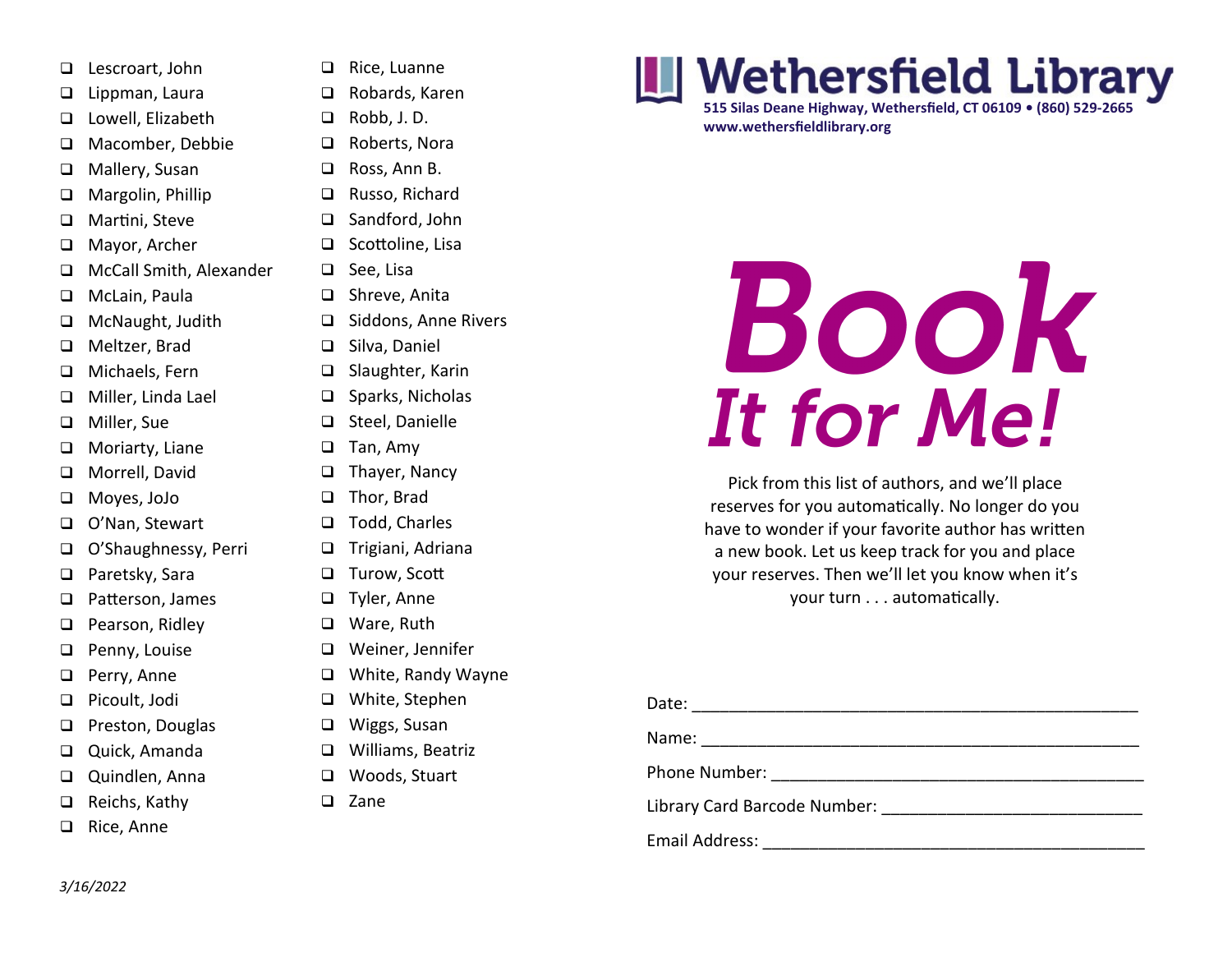- ❑ Lescroart, John
- ❑ Lippman, Laura
- ❑ Lowell, Elizabeth
- ❑ Macomber, Debbie
- ❑ Mallery, Susan
- ❑ Margolin, Phillip
- ❑ Martini, Steve
- ❑ Mayor, Archer
- ❑ McCall Smith, Alexander
- ❑ McLain, Paula
- ❑ McNaught, Judith
- ❑ Meltzer, Brad
- ❑ Michaels, Fern
- ❑ Miller, Linda Lael
- ❑ Miller, Sue
- ❑ Moriarty, Liane
- ❑ Morrell, David
- ❑ Moyes, JoJo
- ❑ O'Nan, Stewart
- ❑ O'Shaughnessy, Perri
- ❑ Paretsky, Sara
- ❑ Patterson, James
- ❑ Pearson, Ridley
- ❑ Penny, Louise
- ❑ Perry, Anne
- ❑ Picoult, Jodi
- ❑ Preston, Douglas
- ❑ Quick, Amanda
- ❑ Quindlen, Anna
- ❑ Reichs, Kathy
- ❑ Rice, Anne
- ❑ Rice, Luanne
- ❑ Robards, Karen
- ❑ Robb, J. D.
- ❑ Roberts, Nora
- ❑ Ross, Ann B.
- ❑ Russo, Richard
- ❑ Sandford, John
- ❑ Scottoline, Lisa
- ❑ See, Lisa
- ❑ Shreve, Anita
- ❑ Siddons, Anne Rivers
- ❑ Silva, Daniel
- ❑ Slaughter, Karin
- ❑ Sparks, Nicholas
- ❑ Steel, Danielle
- ❑ Tan, Amy
- ❑ Thayer, Nancy
- ❑ Thor, Brad
- ❑ Todd, Charles
- ❑ Trigiani, Adriana
- ❑ Turow, Scott
- ❑ Tyler, Anne
- ❑ Ware, Ruth
- ❑ Weiner, Jennifer
- ❑ White, Randy Wayne
- ❑ White, Stephen
- ❑ Wiggs, Susan
- ❑ Williams, Beatriz
- ❑ Woods, Stuart
- ❑ Zane

*3/16/2022*

**Wethersfield Library**

**515 Silas Deane Highway, Wethersfield, CT 06109 • (860) 529-2665**
**www.wethersfieldlibrary.org**

# *Book It for Me!*

Pick from this list of authors, and we'll place reserves for you automatically. No longer do you have to wonder if your favorite author has written a new book. Let us keep track for you and place your reserves. Then we'll let you know when it's your turn . . . automatically.

Date: _______________________________________________

Name: ______________________________________________

Phone Number: _______________________________________

Library Card Barcode Number: _________________________

Email Address: _______________________________________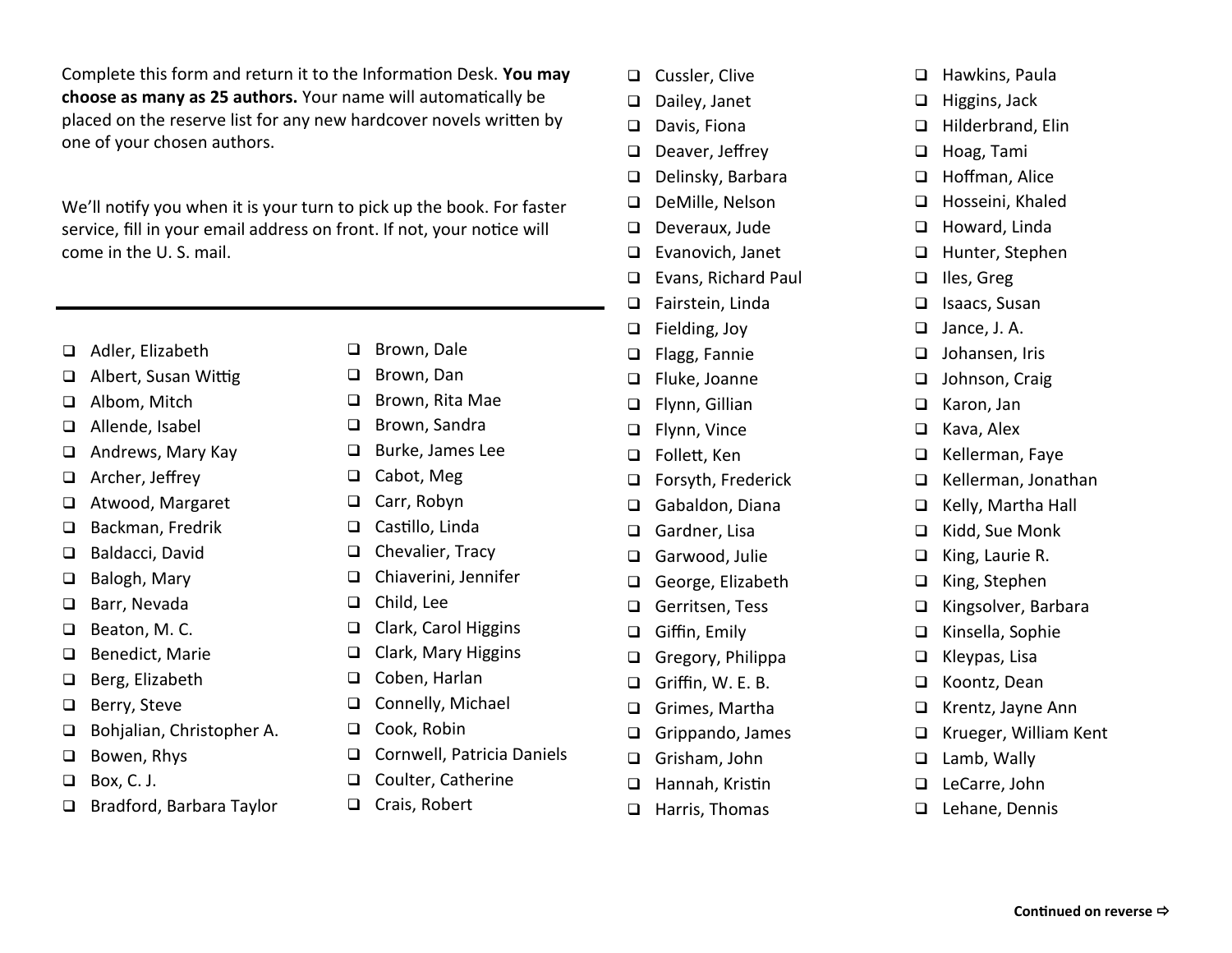Complete this form and return it to the Information Desk. **You may choose as many as 25 authors.** Your name will automatically be placed on the reserve list for any new hardcover novels written by one of your chosen authors.

We'll notify you when it is your turn to pick up the book. For faster service, fill in your email address on front. If not, your notice will come in the U. S. mail.

---

- ❑ Adler, Elizabeth
- ❑ Albert, Susan Wittig
- ❑ Albom, Mitch
- ❑ Allende, Isabel
- ❑ Andrews, Mary Kay
- ❑ Archer, Jeffrey
- ❑ Atwood, Margaret
- ❑ Backman, Fredrik
- ❑ Baldacci, David
- ❑ Balogh, Mary
- ❑ Barr, Nevada
- ❑ Beaton, M. C.
- ❑ Benedict, Marie
- ❑ Berg, Elizabeth
- ❑ Berry, Steve
- ❑ Bohjalian, Christopher A.
- ❑ Bowen, Rhys
- ❑ Box, C. J.
- ❑ Bradford, Barbara Taylor
- ❑ Brown, Dale
- ❑ Brown, Dan
- ❑ Brown, Rita Mae
- ❑ Brown, Sandra
- ❑ Burke, James Lee
- ❑ Cabot, Meg
- ❑ Carr, Robyn
- ❑ Castillo, Linda
- ❑ Chevalier, Tracy
- ❑ Chiaverini, Jennifer
- ❑ Child, Lee
- ❑ Clark, Carol Higgins
- ❑ Clark, Mary Higgins
- ❑ Coben, Harlan
- ❑ Connelly, Michael
- ❑ Cook, Robin
- ❑ Cornwell, Patricia Daniels
- ❑ Coulter, Catherine
- ❑ Crais, Robert
- ❑ Cussler, Clive
- ❑ Dailey, Janet
- ❑ Davis, Fiona
- ❑ Deaver, Jeffrey
- ❑ Delinsky, Barbara
- ❑ DeMille, Nelson
- ❑ Deveraux, Jude
- ❑ Evanovich, Janet
- ❑ Evans, Richard Paul
- ❑ Fairstein, Linda
- ❑ Fielding, Joy
- ❑ Flagg, Fannie
- ❑ Fluke, Joanne
- ❑ Flynn, Gillian
- ❑ Flynn, Vince
- ❑ Follett, Ken
- ❑ Forsyth, Frederick
- ❑ Gabaldon, Diana
- ❑ Gardner, Lisa
- ❑ Garwood, Julie
- ❑ George, Elizabeth
- ❑ Gerritsen, Tess
- ❑ Giffin, Emily
- ❑ Gregory, Philippa
- ❑ Griffin, W. E. B.
- ❑ Grimes, Martha
- ❑ Grippando, James
- ❑ Grisham, John
- ❑ Hannah, Kristin
- ❑ Harris, Thomas
- ❑ Hawkins, Paula
- ❑ Higgins, Jack
- ❑ Hilderbrand, Elin
- ❑ Hoag, Tami
- ❑ Hoffman, Alice
- ❑ Hosseini, Khaled
- ❑ Howard, Linda
- ❑ Hunter, Stephen
- ❑ Iles, Greg
- ❑ Isaacs, Susan
- ❑ Jance, J. A.
- ❑ Johansen, Iris
- ❑ Johnson, Craig
- ❑ Karon, Jan
- ❑ Kava, Alex
- ❑ Kellerman, Faye
- ❑ Kellerman, Jonathan
- ❑ Kelly, Martha Hall
- ❑ Kidd, Sue Monk
- ❑ King, Laurie R.
- ❑ King, Stephen
- ❑ Kingsolver, Barbara
- ❑ Kinsella, Sophie
- ❑ Kleypas, Lisa
- ❑ Koontz, Dean
- ❑ Krentz, Jayne Ann
- ❑ Krueger, William Kent
- ❑ Lamb, Wally
- ❑ LeCarre, John
- ❑ Lehane, Dennis

**Continued on reverse ⇨**